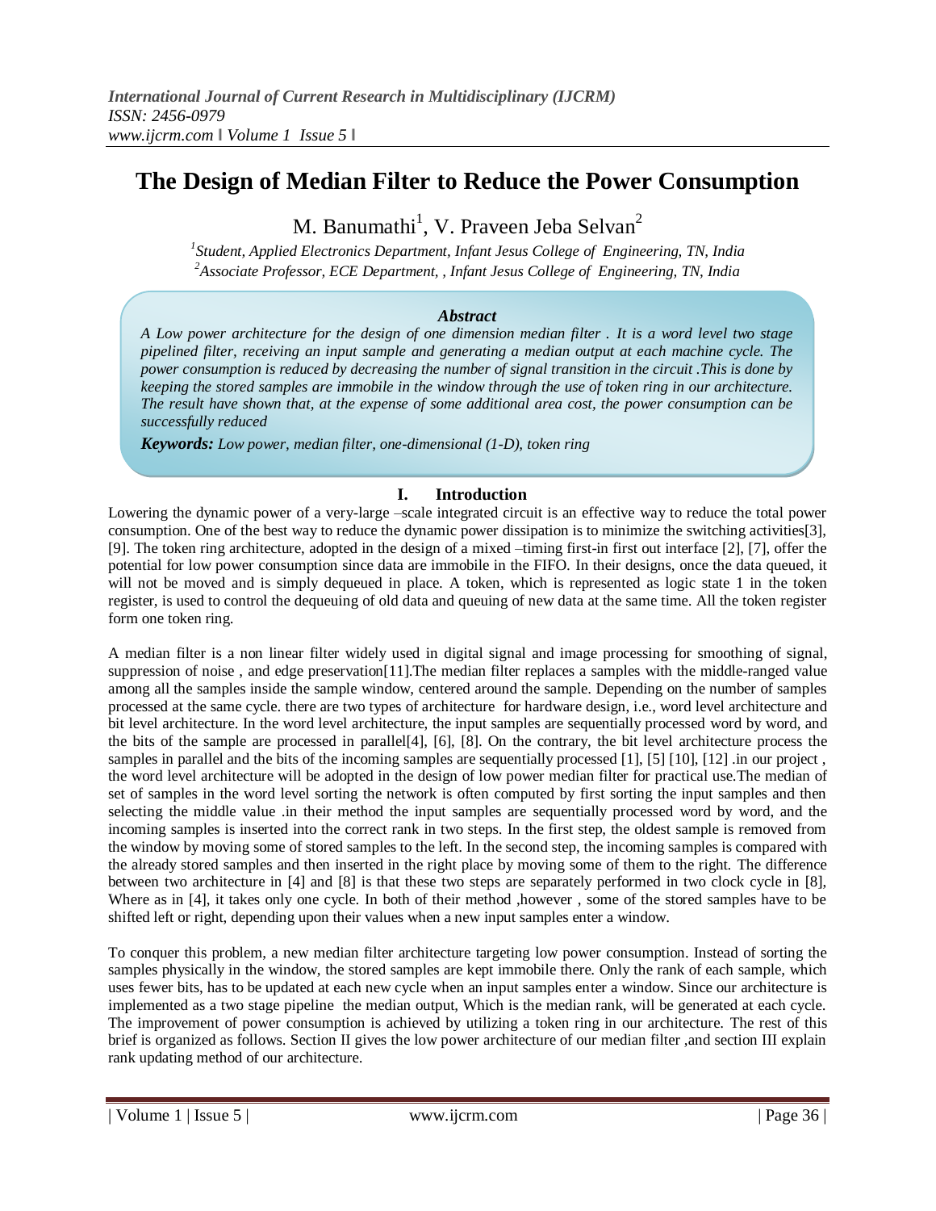# The Design of Median Filter to Reduce the Power Consumption

M. Banumathi[1], V. Praveen Jeba Selvan[2]

[1]*Student, Applied Electronics Department, Infant Jesus College of Engineering, TN, India*
[2]*Associate Professor, ECE Department, , Infant Jesus College of Engineering, TN, India*

***Abstract***

*A Low power architecture for the design of one dimension median filter . It is a word level two stage pipelined filter, receiving an input sample and generating a median output at each machine cycle. The power consumption is reduced by decreasing the number of signal transition in the circuit .This is done by keeping the stored samples are immobile in the window through the use of token ring in our architecture. The result have shown that, at the expense of some additional area cost, the power consumption can be successfully reduced*

***Keywords:*** *Low power, median filter, one-dimensional (1-D), token ring*

## I. Introduction

Lowering the dynamic power of a very-large –scale integrated circuit is an effective way to reduce the total power consumption. One of the best way to reduce the dynamic power dissipation is to minimize the switching activities[3], [9]. The token ring architecture, adopted in the design of a mixed –timing first-in first out interface [2], [7], offer the potential for low power consumption since data are immobile in the FIFO. In their designs, once the data queued, it will not be moved and is simply dequeued in place. A token, which is represented as logic state 1 in the token register, is used to control the dequeuing of old data and queuing of new data at the same time. All the token register form one token ring.

A median filter is a non linear filter widely used in digital signal and image processing for smoothing of signal, suppression of noise , and edge preservation[11].The median filter replaces a samples with the middle-ranged value among all the samples inside the sample window, centered around the sample. Depending on the number of samples processed at the same cycle. there are two types of architecture for hardware design, i.e., word level architecture and bit level architecture. In the word level architecture, the input samples are sequentially processed word by word, and the bits of the sample are processed in parallel[4], [6], [8]. On the contrary, the bit level architecture process the samples in parallel and the bits of the incoming samples are sequentially processed [1], [5] [10], [12] .in our project , the word level architecture will be adopted in the design of low power median filter for practical use.The median of set of samples in the word level sorting the network is often computed by first sorting the input samples and then selecting the middle value .in their method the input samples are sequentially processed word by word, and the incoming samples is inserted into the correct rank in two steps. In the first step, the oldest sample is removed from the window by moving some of stored samples to the left. In the second step, the incoming samples is compared with the already stored samples and then inserted in the right place by moving some of them to the right. The difference between two architecture in [4] and [8] is that these two steps are separately performed in two clock cycle in [8], Where as in [4], it takes only one cycle. In both of their method ,however , some of the stored samples have to be shifted left or right, depending upon their values when a new input samples enter a window.

To conquer this problem, a new median filter architecture targeting low power consumption. Instead of sorting the samples physically in the window, the stored samples are kept immobile there. Only the rank of each sample, which uses fewer bits, has to be updated at each new cycle when an input samples enter a window. Since our architecture is implemented as a two stage pipeline the median output, Which is the median rank, will be generated at each cycle. The improvement of power consumption is achieved by utilizing a token ring in our architecture. The rest of this brief is organized as follows. Section II gives the low power architecture of our median filter ,and section III explain rank updating method of our architecture.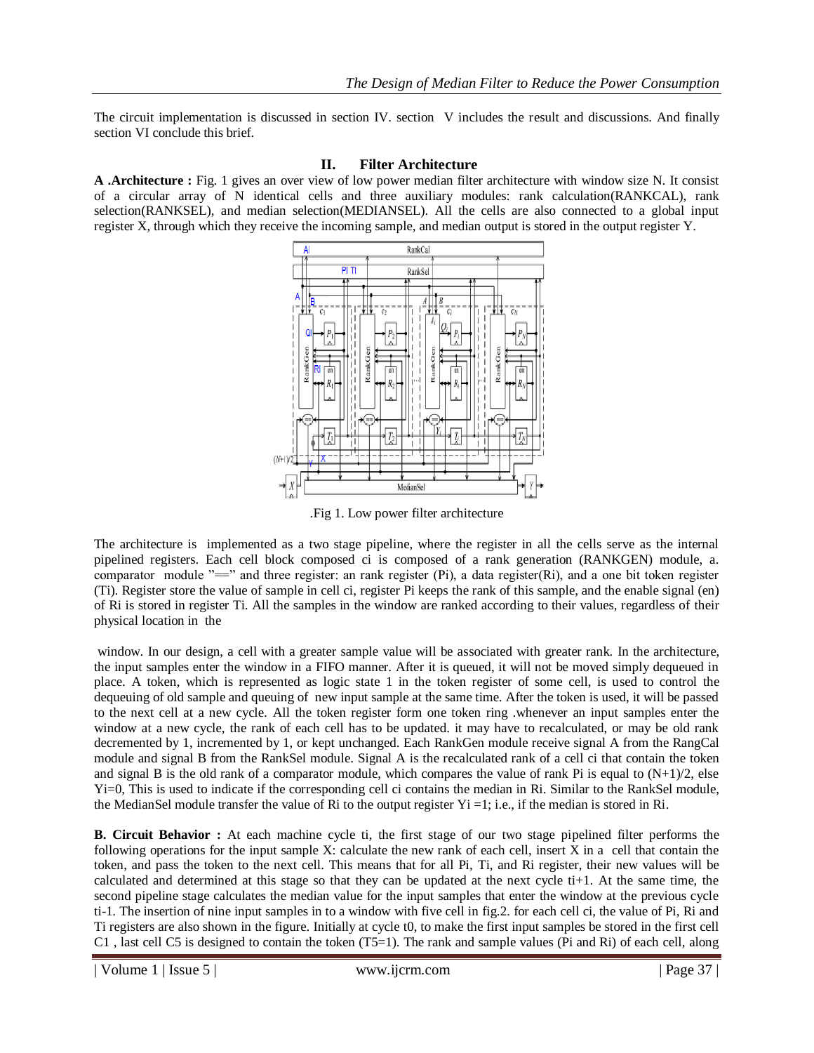The circuit implementation is discussed in section IV. section V includes the result and discussions. And finally section VI conclude this brief.

## II. Filter Architecture

**A .Architecture :** Fig. 1 gives an over view of low power median filter architecture with window size N. It consist of a circular array of N identical cells and three auxiliary modules: rank calculation(RANKCAL), rank selection(RANKSEL), and median selection(MEDIANSEL). All the cells are also connected to a global input register X, through which they receive the incoming sample, and median output is stored in the output register Y.

.Fig 1. Low power filter architecture

The architecture is implemented as a two stage pipeline, where the register in all the cells serve as the internal pipelined registers. Each cell block composed ci is composed of a rank generation (RANKGEN) module, a. comparator module "==" and three register: an rank register (Pi), a data register(Ri), and a one bit token register (Ti). Register store the value of sample in cell ci, register Pi keeps the rank of this sample, and the enable signal (en) of Ri is stored in register Ti. All the samples in the window are ranked according to their values, regardless of their physical location in the

window. In our design, a cell with a greater sample value will be associated with greater rank. In the architecture, the input samples enter the window in a FIFO manner. After it is queued, it will not be moved simply dequeued in place. A token, which is represented as logic state 1 in the token register of some cell, is used to control the dequeuing of old sample and queuing of new input sample at the same time. After the token is used, it will be passed to the next cell at a new cycle. All the token register form one token ring .whenever an input samples enter the window at a new cycle, the rank of each cell has to be updated. it may have to recalculated, or may be old rank decremented by 1, incremented by 1, or kept unchanged. Each RankGen module receive signal A from the RangCal module and signal B from the RankSel module. Signal A is the recalculated rank of a cell ci that contain the token and signal B is the old rank of a comparator module, which compares the value of rank Pi is equal to (N+1)/2, else Yi=0, This is used to indicate if the corresponding cell ci contains the median in Ri. Similar to the RankSel module, the MedianSel module transfer the value of Ri to the output register Yi =1; i.e., if the median is stored in Ri.

**B. Circuit Behavior :** At each machine cycle ti, the first stage of our two stage pipelined filter performs the following operations for the input sample X: calculate the new rank of each cell, insert X in a cell that contain the token, and pass the token to the next cell. This means that for all Pi, Ti, and Ri register, their new values will be calculated and determined at this stage so that they can be updated at the next cycle ti+1. At the same time, the second pipeline stage calculates the median value for the input samples that enter the window at the previous cycle ti-1. The insertion of nine input samples in to a window with five cell in fig.2. for each cell ci, the value of Pi, Ri and Ti registers are also shown in the figure. Initially at cycle t0, to make the first input samples be stored in the first cell C1 , last cell C5 is designed to contain the token (T5=1). The rank and sample values (Pi and Ri) of each cell, along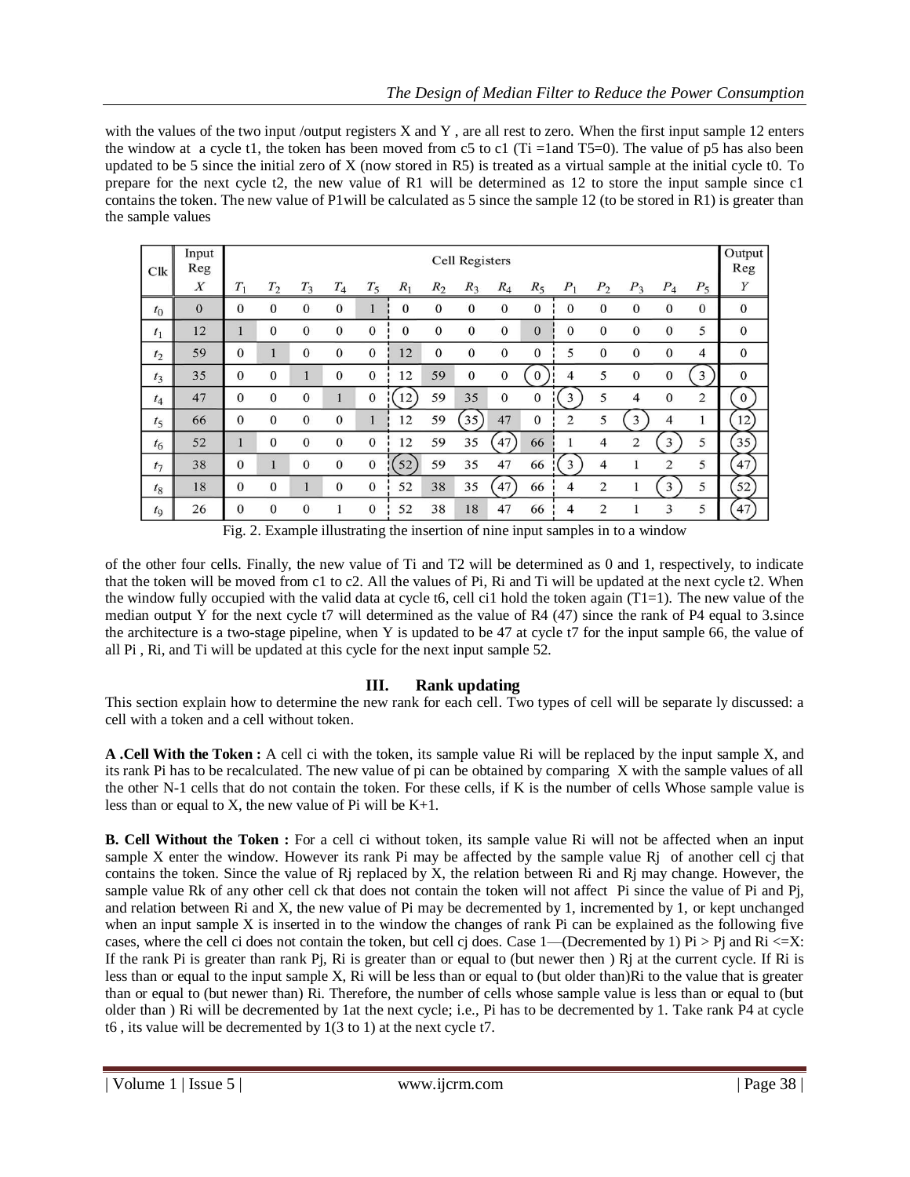with the values of the two input /output registers X and Y , are all rest to zero. When the first input sample 12 enters the window at a cycle t1, the token has been moved from c5 to c1 (Ti =1and T5=0). The value of p5 has also been updated to be 5 since the initial zero of X (now stored in R5) is treated as a virtual sample at the initial cycle t0. To prepare for the next cycle t2, the new value of R1 will be determined as 12 to store the input sample since c1 contains the token. The new value of P1will be calculated as 5 since the sample 12 (to be stored in R1) is greater than the sample values

| Clk | Input Reg | Cell Registers | | | | | | | | | | | | | | | Output Reg |
|---|---|---|---|---|---|---|---|---|---|---|---|---|---|---|---|---|---|
| | $X$ | $T_1$ | $T_2$ | $T_3$ | $T_4$ | $T_5$ | $R_1$ | $R_2$ | $R_3$ | $R_4$ | $R_5$ | $P_1$ | $P_2$ | $P_3$ | $P_4$ | $P_5$ | $Y$ |
| $t_0$ | 0 | 0 | 0 | 0 | 0 | 1 | 0 | 0 | 0 | 0 | 0 | 0 | 0 | 0 | 0 | 0 | 0 |
| $t_1$ | 12 | 1 | 0 | 0 | 0 | 0 | 0 | 0 | 0 | 0 | 0 | 0 | 0 | 0 | 0 | 5 | 0 |
| $t_2$ | 59 | 0 | 1 | 0 | 0 | 0 | 12 | 0 | 0 | 0 | 0 | 5 | 0 | 0 | 0 | 4 | 0 |
| $t_3$ | 35 | 0 | 0 | 1 | 0 | 0 | 12 | 59 | 0 | 0 | 0 | 4 | 5 | 0 | 0 | 3 | 0 |
| $t_4$ | 47 | 0 | 0 | 0 | 1 | 0 | 12 | 59 | 35 | 0 | 0 | 3 | 5 | 4 | 0 | 2 | 0 |
| $t_5$ | 66 | 0 | 0 | 0 | 0 | 1 | 12 | 59 | 35 | 47 | 0 | 2 | 5 | 3 | 4 | 1 | 12 |
| $t_6$ | 52 | 1 | 0 | 0 | 0 | 0 | 12 | 59 | 35 | 47 | 66 | 1 | 4 | 2 | 3 | 5 | 35 |
| $t_7$ | 38 | 0 | 1 | 0 | 0 | 0 | 52 | 59 | 35 | 47 | 66 | 3 | 4 | 1 | 2 | 5 | 47 |
| $t_8$ | 18 | 0 | 0 | 1 | 0 | 0 | 52 | 38 | 35 | 47 | 66 | 4 | 2 | 1 | 3 | 5 | 52 |
| $t_9$ | 26 | 0 | 0 | 0 | 1 | 0 | 52 | 38 | 18 | 47 | 66 | 4 | 2 | 1 | 3 | 5 | 47 |

Fig. 2. Example illustrating the insertion of nine input samples in to a window

of the other four cells. Finally, the new value of Ti and T2 will be determined as 0 and 1, respectively, to indicate that the token will be moved from c1 to c2. All the values of Pi, Ri and Ti will be updated at the next cycle t2. When the window fully occupied with the valid data at cycle t6, cell ci1 hold the token again (T1=1). The new value of the median output Y for the next cycle t7 will determined as the value of R4 (47) since the rank of P4 equal to 3.since the architecture is a two-stage pipeline, when Y is updated to be 47 at cycle t7 for the input sample 66, the value of all Pi , Ri, and Ti will be updated at this cycle for the next input sample 52.

## III. Rank updating

This section explain how to determine the new rank for each cell. Two types of cell will be separate ly discussed: a cell with a token and a cell without token.

**A .Cell With the Token :** A cell ci with the token, its sample value Ri will be replaced by the input sample X, and its rank Pi has to be recalculated. The new value of pi can be obtained by comparing X with the sample values of all the other N-1 cells that do not contain the token. For these cells, if K is the number of cells Whose sample value is less than or equal to X, the new value of Pi will be K+1.

**B. Cell Without the Token :** For a cell ci without token, its sample value Ri will not be affected when an input sample X enter the window. However its rank Pi may be affected by the sample value Rj of another cell cj that contains the token. Since the value of Rj replaced by X, the relation between Ri and Rj may change. However, the sample value Rk of any other cell ck that does not contain the token will not affect Pi since the value of Pi and Pj, and relation between Ri and X, the new value of Pi may be decremented by 1, incremented by 1, or kept unchanged when an input sample X is inserted in to the window the changes of rank Pi can be explained as the following five cases, where the cell ci does not contain the token, but cell cj does. Case 1—(Decremented by 1) Pi > Pj and Ri <=X: If the rank Pi is greater than rank Pj, Ri is greater than or equal to (but newer then ) Rj at the current cycle. If Ri is less than or equal to the input sample X, Ri will be less than or equal to (but older than)Ri to the value that is greater than or equal to (but newer than) Ri. Therefore, the number of cells whose sample value is less than or equal to (but older than ) Ri will be decremented by 1at the next cycle; i.e., Pi has to be decremented by 1. Take rank P4 at cycle t6 , its value will be decremented by 1(3 to 1) at the next cycle t7.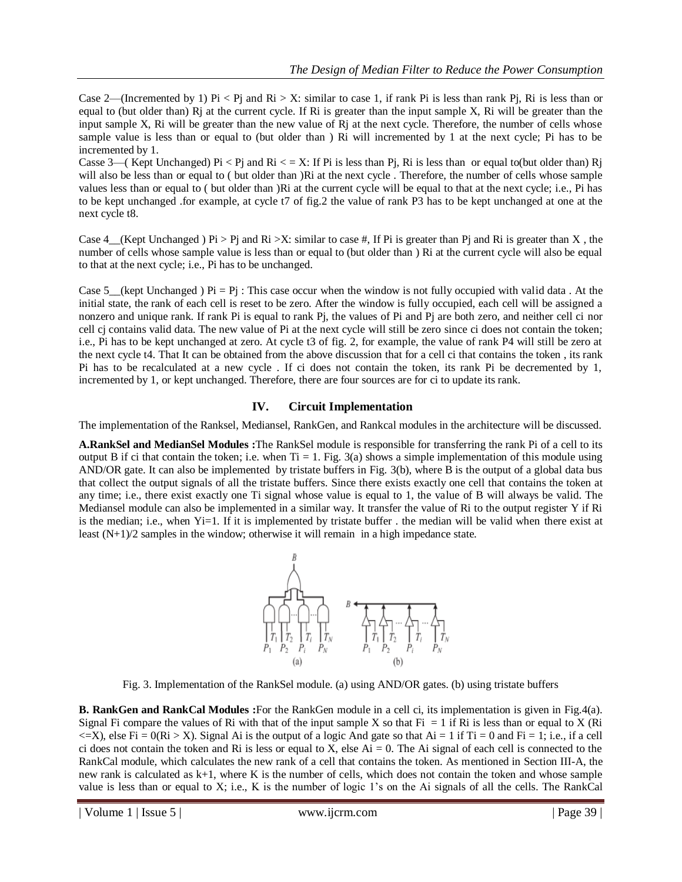Case 2—(Incremented by 1) $P_i < P_j$ and $R_i > X$: similar to case 1, if rank $P_i$ is less than rank $P_j$, $R_i$ is less than or equal to (but older than) $R_j$ at the current cycle. If $R_i$ is greater than the input sample X, $R_i$ will be greater than the input sample X, $R_i$ will be greater than the new value of $R_j$ at the next cycle. Therefore, the number of cells whose sample value is less than or equal to (but older than ) $R_i$ will incremented by 1 at the next cycle; $P_i$ has to be incremented by 1.

Casse 3—( Kept Unchanged) $P_i < P_j$ and $R_i \le X$: If $P_i$ is less than $P_j$, $R_i$ is less than or equal to(but older than) $R_j$ will also be less than or equal to ( but older than )$R_i$ at the next cycle . Therefore, the number of cells whose sample values less than or equal to ( but older than )$R_i$ at the current cycle will be equal to that at the next cycle; i.e., $P_i$ has to be kept unchanged .for example, at cycle t7 of fig.2 the value of rank P3 has to be kept unchanged at one at the next cycle t8.

Case 4__(Kept Unchanged ) $P_i > P_j$ and $R_i > X$: similar to case #, If $P_i$ is greater than $P_j$ and $R_i$ is greater than X , the number of cells whose sample value is less than or equal to (but older than ) $R_i$ at the current cycle will also be equal to that at the next cycle; i.e., $P_i$ has to be unchanged.

Case 5__(kept Unchanged ) $P_i = P_j$ : This case occur when the window is not fully occupied with valid data . At the initial state, the rank of each cell is reset to be zero. After the window is fully occupied, each cell will be assigned a nonzero and unique rank. If rank $P_i$ is equal to rank $P_j$, the values of $P_i$ and $P_j$ are both zero, and neither cell $c_i$ nor cell $c_j$ contains valid data. The new value of $P_i$ at the next cycle will still be zero since $c_i$ does not contain the token; i.e., $P_i$ has to be kept unchanged at zero. At cycle t3 of fig. 2, for example, the value of rank P4 will still be zero at the next cycle t4. That It can be obtained from the above discussion that for a cell $c_i$ that contains the token , its rank $P_i$ has to be recalculated at a new cycle . If $c_i$ does not contain the token, its rank $P_i$ be decremented by 1, incremented by 1, or kept unchanged. Therefore, there are four sources are for $c_i$ to update its rank.

## IV. Circuit Implementation

The implementation of the Ranksel, Mediansel, RankGen, and Rankcal modules in the architecture will be discussed.

**A.RankSel and MedianSel Modules :**The RankSel module is responsible for transferring the rank $P_i$ of a cell to its output B if $c_i$ that contain the token; i.e. when $T_i = 1$. Fig. 3(a) shows a simple implementation of this module using AND/OR gate. It can also be implemented by tristate buffers in Fig. 3(b), where B is the output of a global data bus that collect the output signals of all the tristate buffers. Since there exists exactly one cell that contains the token at any time; i.e., there exist exactly one $T_i$ signal whose value is equal to 1, the value of B will always be valid. The Mediansel module can also be implemented in a similar way. It transfer the value of $R_i$ to the output register Y if $R_i$ is the median; i.e., when $Y_i=1$. If it is implemented by tristate buffer . the median will be valid when there exist at least $(N+1)/2$ samples in the window; otherwise it will remain in a high impedance state.

Fig. 3. Implementation of the RankSel module. (a) using AND/OR gates. (b) using tristate buffers

**B. RankGen and RankCal Modules :**For the RankGen module in a cell $c_i$, its implementation is given in Fig.4(a). Signal $F_i$ compare the values of $R_i$ with that of the input sample X so that $F_i = 1$ if $R_i$ is less than or equal to X ($R_i \le X$), else $F_i = 0$($R_i > X$). Signal $A_i$ is the output of a logic And gate so that $A_i = 1$ if $T_i = 0$ and $F_i = 1$; i.e., if a cell $c_i$ does not contain the token and $R_i$ is less or equal to X, else $A_i = 0$. The $A_i$ signal of each cell is connected to the RankCal module, which calculates the new rank of a cell that contains the token. As mentioned in Section III-A, the new rank is calculated as k+1, where K is the number of cells, which does not contain the token and whose sample value is less than or equal to X; i.e., K is the number of logic 1's on the $A_i$ signals of all the cells. The RankCal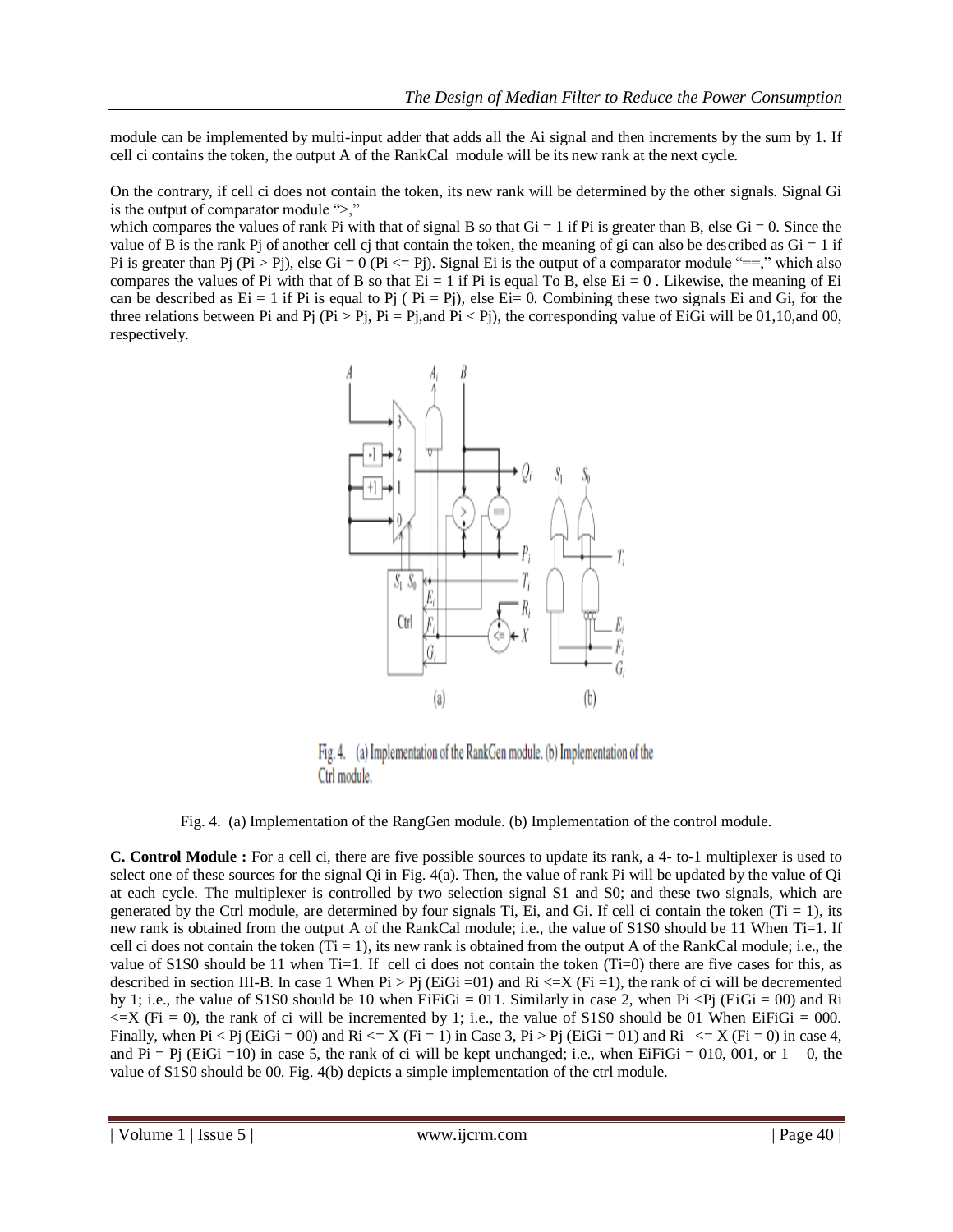module can be implemented by multi-input adder that adds all the Ai signal and then increments by the sum by 1. If cell ci contains the token, the output A of the RankCal module will be its new rank at the next cycle.

On the contrary, if cell ci does not contain the token, its new rank will be determined by the other signals. Signal Gi is the output of comparator module ">,"
which compares the values of rank Pi with that of signal B so that Gi = 1 if Pi is greater than B, else Gi = 0. Since the value of B is the rank Pj of another cell cj that contain the token, the meaning of gi can also be described as Gi = 1 if Pi is greater than Pj (Pi > Pj), else Gi = 0 (Pi <= Pj). Signal Ei is the output of a comparator module "==," which also compares the values of Pi with that of B so that Ei = 1 if Pi is equal To B, else Ei = 0 . Likewise, the meaning of Ei can be described as Ei = 1 if Pi is equal to Pj ( Pi = Pj), else Ei= 0. Combining these two signals Ei and Gi, for the three relations between Pi and Pj (Pi > Pj, Pi = Pj,and Pi < Pj), the corresponding value of EiGi will be 01,10,and 00, respectively.

Fig. 4. (a) Implementation of the RankGen module. (b) Implementation of the Ctrl module.

Fig. 4. (a) Implementation of the RangGen module. (b) Implementation of the control module.

**C. Control Module :** For a cell ci, there are five possible sources to update its rank, a 4- to-1 multiplexer is used to select one of these sources for the signal Qi in Fig. 4(a). Then, the value of rank Pi will be updated by the value of Qi at each cycle. The multiplexer is controlled by two selection signal S1 and S0; and these two signals, which are generated by the Ctrl module, are determined by four signals Ti, Ei, and Gi. If cell ci contain the token (Ti = 1), its new rank is obtained from the output A of the RankCal module; i.e., the value of S1S0 should be 11 When Ti=1. If cell ci does not contain the token (Ti = 1), its new rank is obtained from the output A of the RankCal module; i.e., the value of S1S0 should be 11 when Ti=1. If cell ci does not contain the token (Ti=0) there are five cases for this, as described in section III-B. In case 1 When Pi > Pj (EiGi =01) and Ri <=X (Fi =1), the rank of ci will be decremented by 1; i.e., the value of S1S0 should be 10 when EiFiGi = 011. Similarly in case 2, when Pi <Pj (EiGi = 00) and Ri <=X (Fi = 0), the rank of ci will be incremented by 1; i.e., the value of S1S0 should be 01 When EiFiGi = 000. Finally, when Pi < Pj (EiGi = 00) and Ri <= X (Fi = 1) in Case 3, Pi > Pj (EiGi = 01) and Ri <= X (Fi = 0) in case 4, and Pi = Pj (EiGi =10) in case 5, the rank of ci will be kept unchanged; i.e., when EiFiGi = 010, 001, or 1 – 0, the value of S1S0 should be 00. Fig. 4(b) depicts a simple implementation of the ctrl module.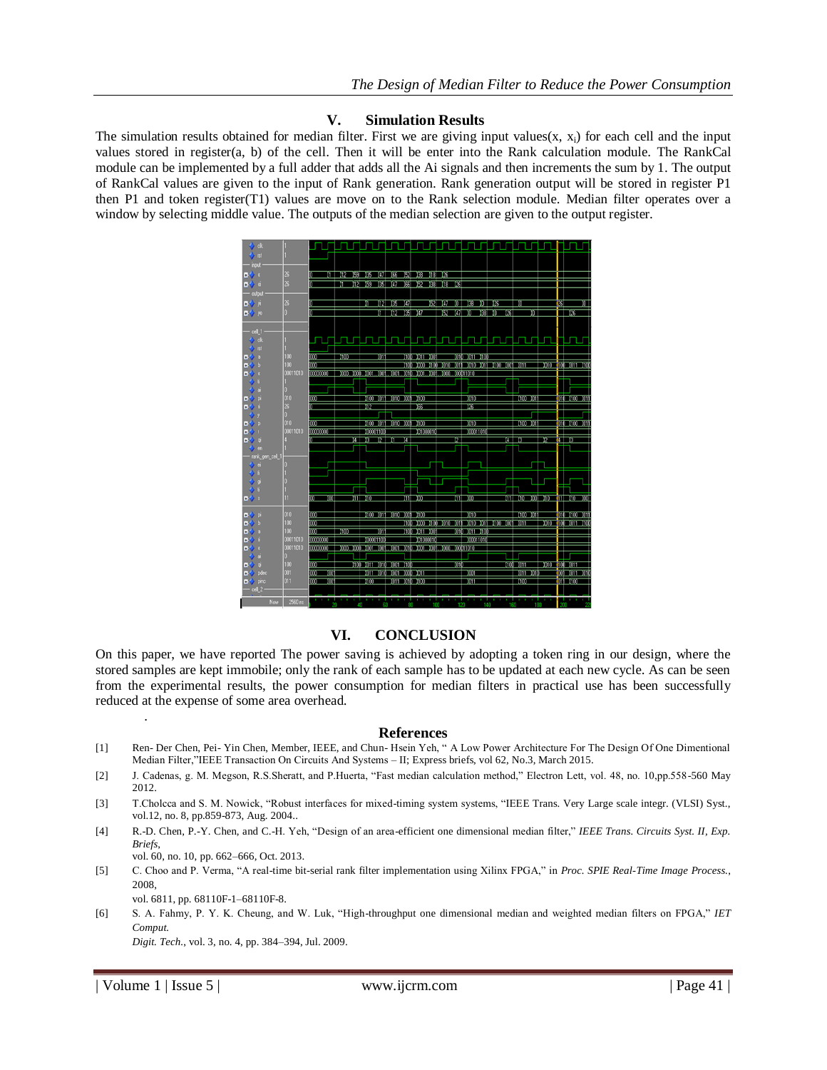## V. Simulation Results

The simulation results obtained for median filter. First we are giving input values(x, $x_i$) for each cell and the input values stored in register(a, b) of the cell. Then it will be enter into the Rank calculation module. The RankCal module can be implemented by a full adder that adds all the Ai signals and then increments the sum by 1. The output of RankCal values are given to the input of Rank generation. Rank generation output will be stored in register P1 then P1 and token register(T1) values are move on to the Rank selection module. Median filter operates over a window by selecting middle value. The outputs of the median selection are given to the output register.

## VI. CONCLUSION

On this paper, we have reported The power saving is achieved by adopting a token ring in our design, where the stored samples are kept immobile; only the rank of each sample has to be updated at each new cycle. As can be seen from the experimental results, the power consumption for median filters in practical use has been successfully reduced at the expense of some area overhead.

.

## References

[1] Ren- Der Chen, Pei- Yin Chen, Member, IEEE, and Chun- Hsein Yeh, " A Low Power Architecture For The Design Of One Dimentional Median Filter,"IEEE Transaction On Circuits And Systems – II; Express briefs, vol 62, No.3, March 2015.

[2] J. Cadenas, g. M. Megson, R.S.Sheratt, and P.Huerta, "Fast median calculation method," Electron Lett, vol. 48, no. 10,pp.558-560 May 2012.

[3] T.Cholcca and S. M. Nowick, "Robust interfaces for mixed-timing system systems, "IEEE Trans. Very Large scale integr. (VLSI) Syst., vol.12, no. 8, pp.859-873, Aug. 2004..

[4] R.-D. Chen, P.-Y. Chen, and C.-H. Yeh, "Design of an area-efficient one dimensional median filter," *IEEE Trans. Circuits Syst. II, Exp. Briefs*, vol. 60, no. 10, pp. 662–666, Oct. 2013.

[5] C. Choo and P. Verma, "A real-time bit-serial rank filter implementation using Xilinx FPGA," in *Proc. SPIE Real-Time Image Process.*, 2008, vol. 6811, pp. 68110F-1–68110F-8.

[6] S. A. Fahmy, P. Y. K. Cheung, and W. Luk, "High-throughput one dimensional median and weighted median filters on FPGA," *IET Comput. Digit. Tech.*, vol. 3, no. 4, pp. 384–394, Jul. 2009.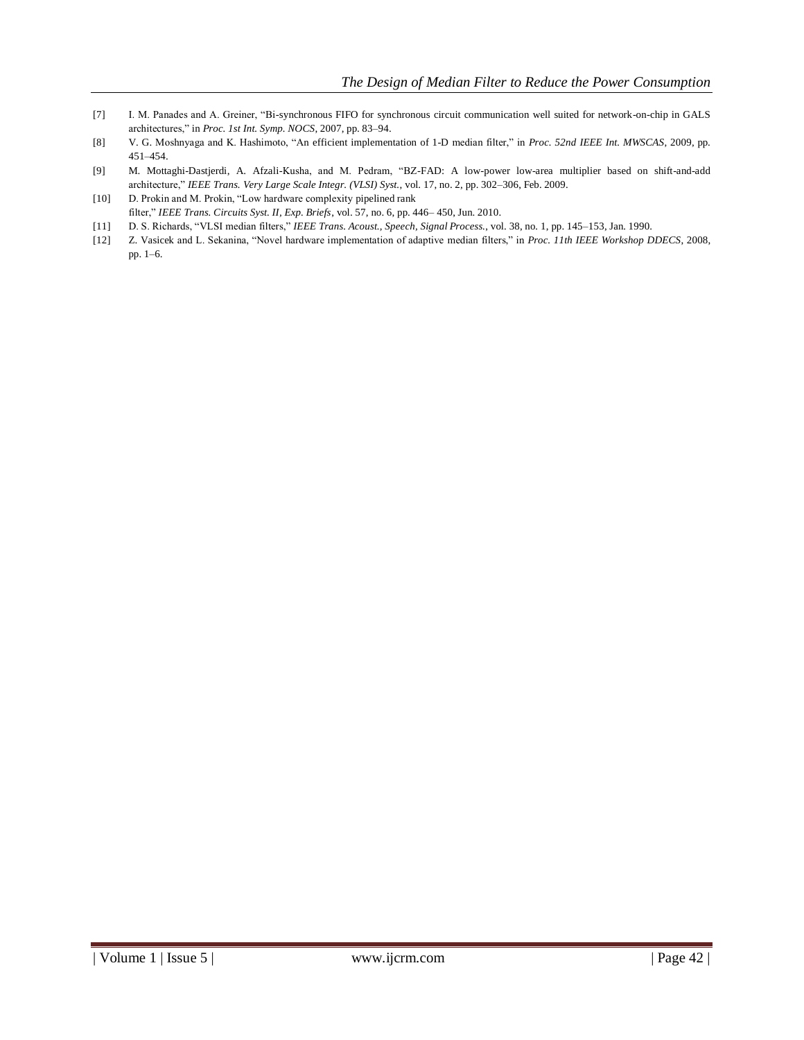[7] I. M. Panades and A. Greiner, "Bi-synchronous FIFO for synchronous circuit communication well suited for network-on-chip in GALS architectures," in *Proc. 1st Int. Symp. NOCS*, 2007, pp. 83–94.

[8] V. G. Moshnyaga and K. Hashimoto, "An efficient implementation of 1-D median filter," in *Proc. 52nd IEEE Int. MWSCAS*, 2009, pp. 451–454.

[9] M. Mottaghi-Dastjerdi, A. Afzali-Kusha, and M. Pedram, "BZ-FAD: A low-power low-area multiplier based on shift-and-add architecture," *IEEE Trans. Very Large Scale Integr. (VLSI) Syst.*, vol. 17, no. 2, pp. 302–306, Feb. 2009.

[10] D. Prokin and M. Prokin, "Low hardware complexity pipelined rank filter," *IEEE Trans. Circuits Syst. II, Exp. Briefs*, vol. 57, no. 6, pp. 446– 450, Jun. 2010.

[11] D. S. Richards, "VLSI median filters," *IEEE Trans. Acoust., Speech, Signal Process.*, vol. 38, no. 1, pp. 145–153, Jan. 1990.

[12] Z. Vasicek and L. Sekanina, "Novel hardware implementation of adaptive median filters," in *Proc. 11th IEEE Workshop DDECS*, 2008, pp. 1–6.